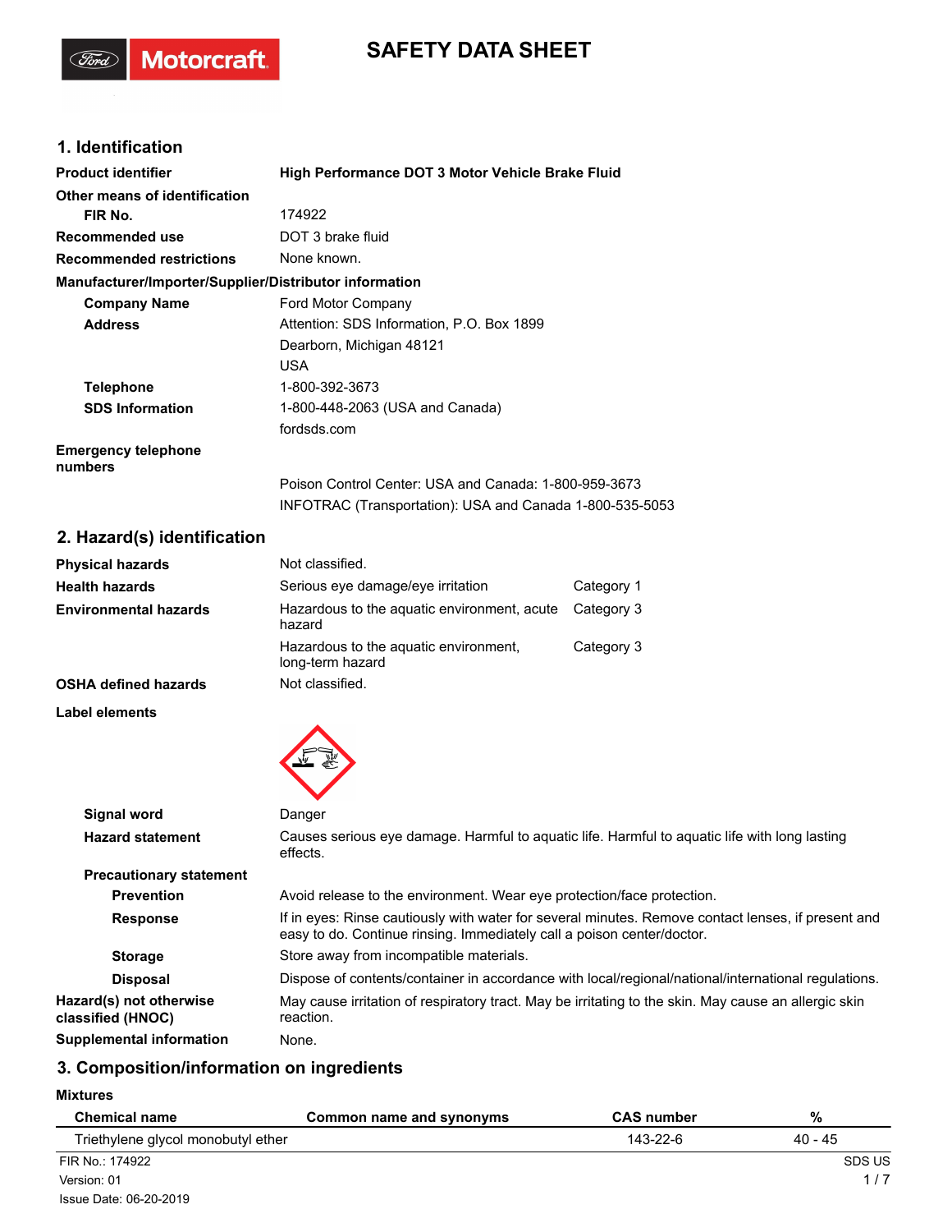# SAFETY DATA SHEET

## 1. Identification

| | |
|---|---|
| **Product identifier** | **High Performance DOT 3 Motor Vehicle Brake Fluid** |
| **Other means of identification** | |
| **FIR No.** | 174922 |
| **Recommended use** | DOT 3 brake fluid |
| **Recommended restrictions** | None known. |

**Manufacturer/Importer/Supplier/Distributor information**

| | |
|---|---|
| **Company Name** | Ford Motor Company |
| **Address** | Attention: SDS Information, P.O. Box 1899<br>Dearborn, Michigan 48121<br>USA |
| **Telephone** | 1-800-392-3673 |
| **SDS Information** | 1-800-448-2063 (USA and Canada)<br>fordsds.com |
| **Emergency telephone numbers** | Poison Control Center: USA and Canada: 1-800-959-3673<br>INFOTRAC (Transportation): USA and Canada 1-800-535-5053 |

## 2. Hazard(s) identification

| | | |
|---|---|---|
| **Physical hazards** | Not classified. | |
| **Health hazards** | Serious eye damage/eye irritation | Category 1 |
| **Environmental hazards** | Hazardous to the aquatic environment, acute hazard | Category 3 |
| | Hazardous to the aquatic environment, long-term hazard | Category 3 |
| **OSHA defined hazards** | Not classified. | |

**Label elements**

| | |
|---|---|
| **Signal word** | Danger |
| **Hazard statement** | Causes serious eye damage. Harmful to aquatic life. Harmful to aquatic life with long lasting effects. |

**Precautionary statement**

| | |
|---|---|
| **Prevention** | Avoid release to the environment. Wear eye protection/face protection. |
| **Response** | If in eyes: Rinse cautiously with water for several minutes. Remove contact lenses, if present and easy to do. Continue rinsing. Immediately call a poison center/doctor. |
| **Storage** | Store away from incompatible materials. |
| **Disposal** | Dispose of contents/container in accordance with local/regional/national/international regulations. |
| **Hazard(s) not otherwise classified (HNOC)** | May cause irritation of respiratory tract. May be irritating to the skin. May cause an allergic skin reaction. |
| **Supplemental information** | None. |

## 3. Composition/information on ingredients

**Mixtures**

| Chemical name | Common name and synonyms | CAS number | % |
|---|---|---|---|
| Triethylene glycol monobutyl ether | | 143-22-6 | 40 - 45 |

FIR No.: 174922
Version: 01
Issue Date: 06-20-2019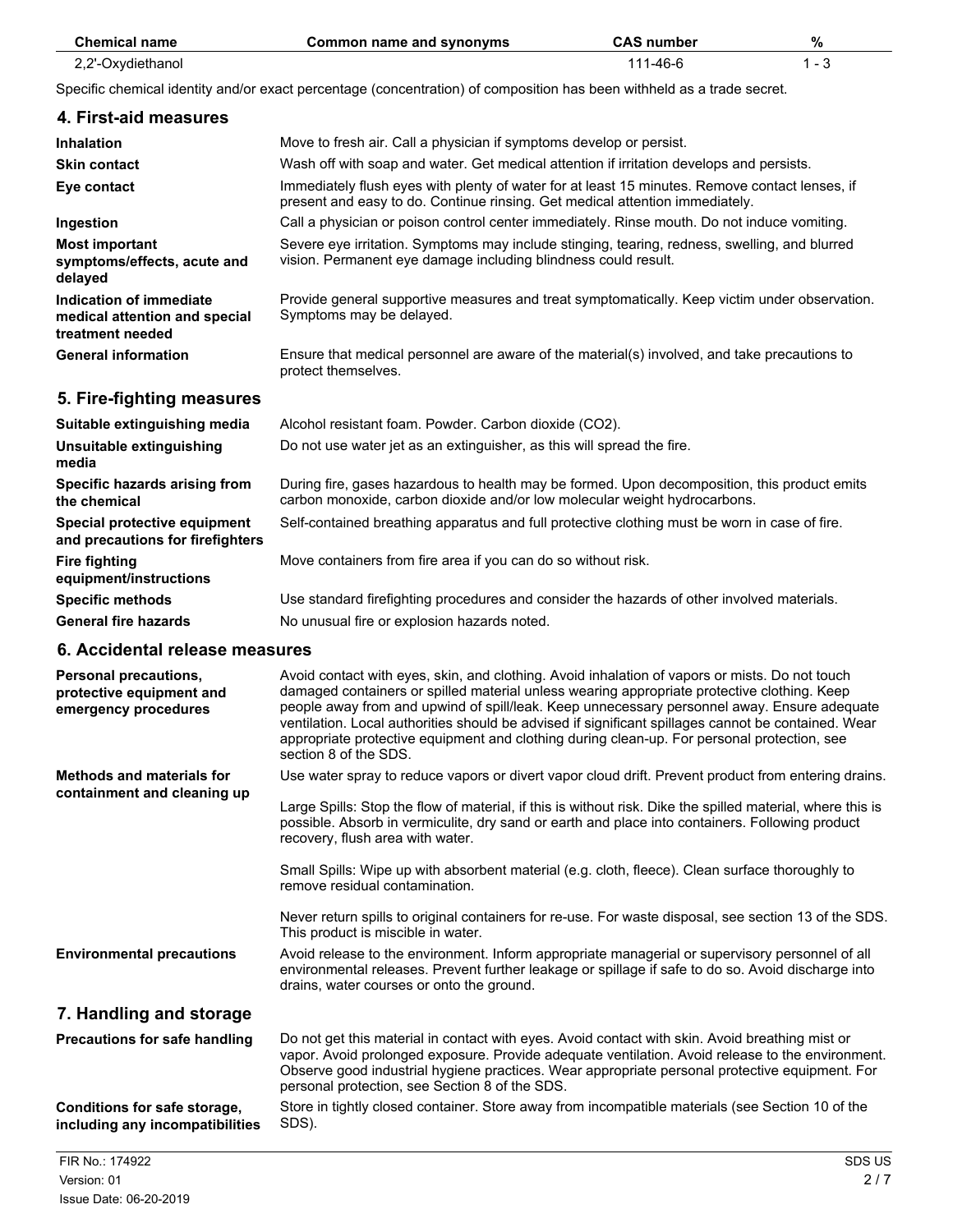| Chemical name | Common name and synonyms | CAS number | % |
| --- | --- | --- | --- |
| 2,2'-Oxydiethanol | | 111-46-6 | 1 - 3 |

Specific chemical identity and/or exact percentage (concentration) of composition has been withheld as a trade secret.

## 4. First-aid measures

**Inhalation**
Move to fresh air. Call a physician if symptoms develop or persist.

**Skin contact**
Wash off with soap and water. Get medical attention if irritation develops and persists.

**Eye contact**
Immediately flush eyes with plenty of water for at least 15 minutes. Remove contact lenses, if present and easy to do. Continue rinsing. Get medical attention immediately.

**Ingestion**
Call a physician or poison control center immediately. Rinse mouth. Do not induce vomiting.

**Most important symptoms/effects, acute and delayed**
Severe eye irritation. Symptoms may include stinging, tearing, redness, swelling, and blurred vision. Permanent eye damage including blindness could result.

**Indication of immediate medical attention and special treatment needed**
Provide general supportive measures and treat symptomatically. Keep victim under observation. Symptoms may be delayed.

**General information**
Ensure that medical personnel are aware of the material(s) involved, and take precautions to protect themselves.

## 5. Fire-fighting measures

**Suitable extinguishing media**
Alcohol resistant foam. Powder. Carbon dioxide ($CO_2$).

**Unsuitable extinguishing media**
Do not use water jet as an extinguisher, as this will spread the fire.

**Specific hazards arising from the chemical**
During fire, gases hazardous to health may be formed. Upon decomposition, this product emits carbon monoxide, carbon dioxide and/or low molecular weight hydrocarbons.

**Special protective equipment and precautions for firefighters**
Self-contained breathing apparatus and full protective clothing must be worn in case of fire.

**Fire fighting equipment/instructions**
Move containers from fire area if you can do so without risk.

**Specific methods**
Use standard firefighting procedures and consider the hazards of other involved materials.

**General fire hazards**
No unusual fire or explosion hazards noted.

## 6. Accidental release measures

**Personal precautions, protective equipment and emergency procedures**
Avoid contact with eyes, skin, and clothing. Avoid inhalation of vapors or mists. Do not touch damaged containers or spilled material unless wearing appropriate protective clothing. Keep people away from and upwind of spill/leak. Keep unnecessary personnel away. Ensure adequate ventilation. Local authorities should be advised if significant spillages cannot be contained. Wear appropriate protective equipment and clothing during clean-up. For personal protection, see section 8 of the SDS.

**Methods and materials for containment and cleaning up**
Use water spray to reduce vapors or divert vapor cloud drift. Prevent product from entering drains.

Large Spills: Stop the flow of material, if this is without risk. Dike the spilled material, where this is possible. Absorb in vermiculite, dry sand or earth and place into containers. Following product recovery, flush area with water.

Small Spills: Wipe up with absorbent material (e.g. cloth, fleece). Clean surface thoroughly to remove residual contamination.

Never return spills to original containers for re-use. For waste disposal, see section 13 of the SDS. This product is miscible in water.

**Environmental precautions**
Avoid release to the environment. Inform appropriate managerial or supervisory personnel of all environmental releases. Prevent further leakage or spillage if safe to do so. Avoid discharge into drains, water courses or onto the ground.

## 7. Handling and storage

**Precautions for safe handling**
Do not get this material in contact with eyes. Avoid contact with skin. Avoid breathing mist or vapor. Avoid prolonged exposure. Provide adequate ventilation. Avoid release to the environment. Observe good industrial hygiene practices. Wear appropriate personal protective equipment. For personal protection, see Section 8 of the SDS.

**Conditions for safe storage, including any incompatibilities**
Store in tightly closed container. Store away from incompatible materials (see Section 10 of the SDS).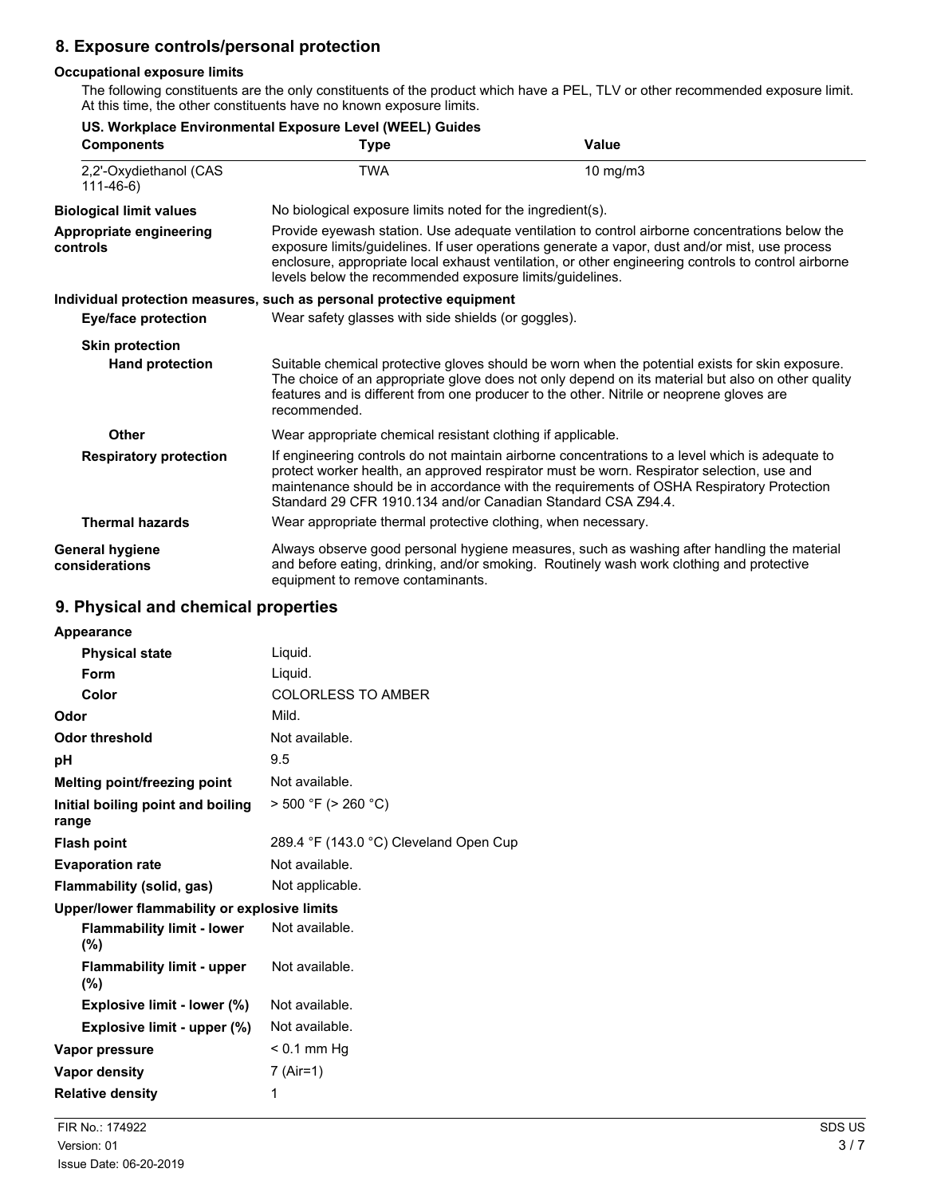## 8. Exposure controls/personal protection

### Occupational exposure limits

The following constituents are the only constituents of the product which have a PEL, TLV or other recommended exposure limit. At this time, the other constituents have no known exposure limits.

**US. Workplace Environmental Exposure Level (WEEL) Guides**

| Components | Type | Value |
|---|---|---|
| 2,2'-Oxydiethanol (CAS 111-46-6) | TWA | 10 mg/m3 |

**Biological limit values**
No biological exposure limits noted for the ingredient(s).

**Appropriate engineering controls**
Provide eyewash station. Use adequate ventilation to control airborne concentrations below the exposure limits/guidelines. If user operations generate a vapor, dust and/or mist, use process enclosure, appropriate local exhaust ventilation, or other engineering controls to control airborne levels below the recommended exposure limits/guidelines.

### Individual protection measures, such as personal protective equipment

**Eye/face protection**
Wear safety glasses with side shields (or goggles).

**Skin protection**

**Hand protection**
Suitable chemical protective gloves should be worn when the potential exists for skin exposure. The choice of an appropriate glove does not only depend on its material but also on other quality features and is different from one producer to the other. Nitrile or neoprene gloves are recommended.

**Other**
Wear appropriate chemical resistant clothing if applicable.

**Respiratory protection**
If engineering controls do not maintain airborne concentrations to a level which is adequate to protect worker health, an approved respirator must be worn. Respirator selection, use and maintenance should be in accordance with the requirements of OSHA Respiratory Protection Standard 29 CFR 1910.134 and/or Canadian Standard CSA Z94.4.

**Thermal hazards**
Wear appropriate thermal protective clothing, when necessary.

**General hygiene considerations**
Always observe good personal hygiene measures, such as washing after handling the material and before eating, drinking, and/or smoking. Routinely wash work clothing and protective equipment to remove contaminants.

## 9. Physical and chemical properties

**Appearance**

| | |
|---|---|
| **Physical state** | Liquid. |
| **Form** | Liquid. |
| **Color** | COLORLESS TO AMBER |
| **Odor** | Mild. |
| **Odor threshold** | Not available. |
| **pH** | 9.5 |
| **Melting point/freezing point** | Not available. |
| **Initial boiling point and boiling range** | > 500 °F (> 260 °C) |
| **Flash point** | 289.4 °F (143.0 °C) Cleveland Open Cup |
| **Evaporation rate** | Not available. |
| **Flammability (solid, gas)** | Not applicable. |

**Upper/lower flammability or explosive limits**

| | |
|---|---|
| **Flammability limit - lower (%)** | Not available. |
| **Flammability limit - upper (%)** | Not available. |
| **Explosive limit - lower (%)** | Not available. |
| **Explosive limit - upper (%)** | Not available. |
| **Vapor pressure** | < 0.1 mm Hg |
| **Vapor density** | 7 (Air=1) |
| **Relative density** | 1 |

FIR No.: 174922
Version: 01
Issue Date: 06-20-2019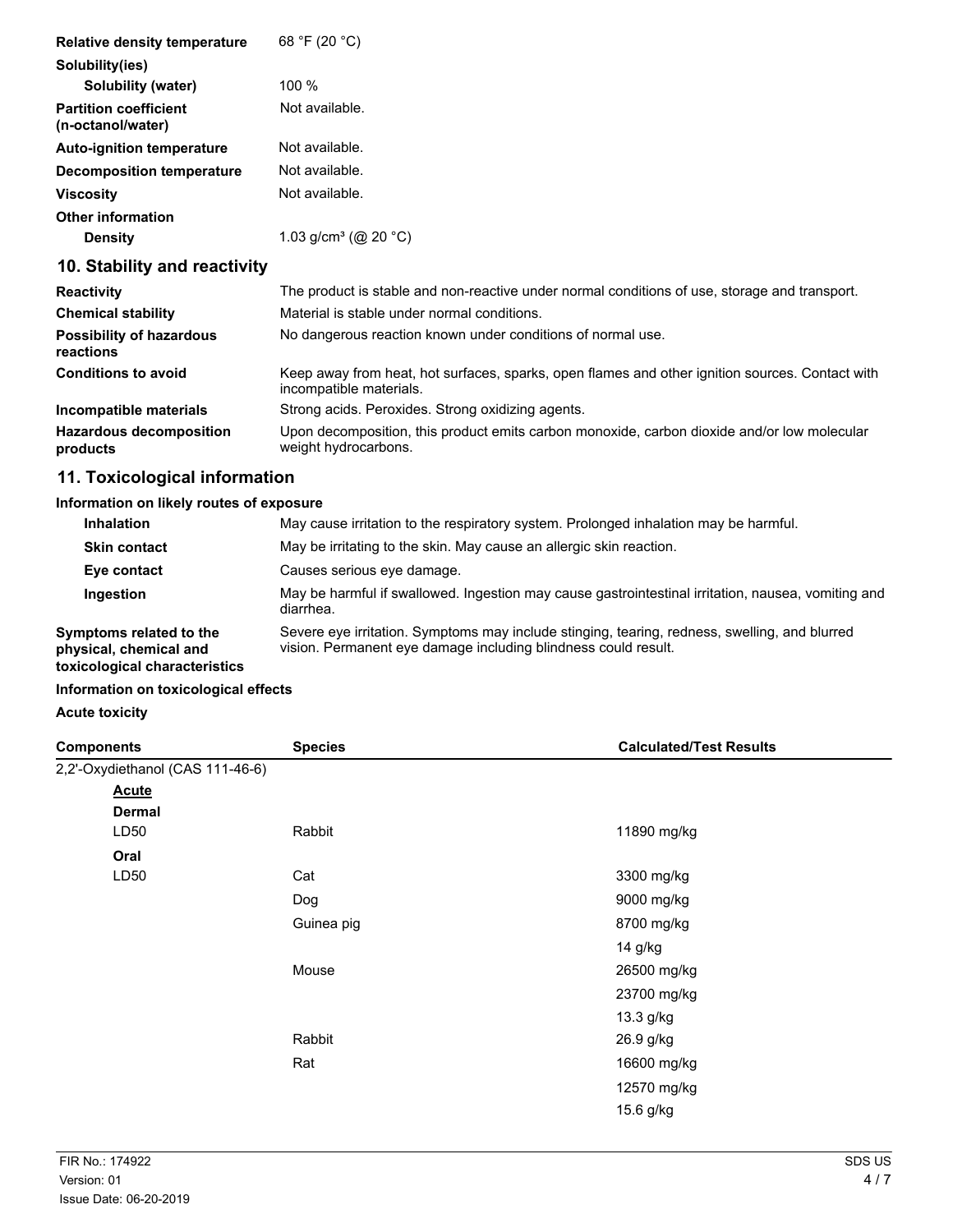| | |
|---|---|
| **Relative density temperature** | 68 °F (20 °C) |
| **Solubility(ies)** | |
| **Solubility (water)** | 100 % |
| **Partition coefficient (n-octanol/water)** | Not available. |
| **Auto-ignition temperature** | Not available. |
| **Decomposition temperature** | Not available. |
| **Viscosity** | Not available. |
| **Other information** | |
| **Density** | 1.03 g/cm³ (@ 20 °C) |

## 10. Stability and reactivity

| | |
|---|---|
| **Reactivity** | The product is stable and non-reactive under normal conditions of use, storage and transport. |
| **Chemical stability** | Material is stable under normal conditions. |
| **Possibility of hazardous reactions** | No dangerous reaction known under conditions of normal use. |
| **Conditions to avoid** | Keep away from heat, hot surfaces, sparks, open flames and other ignition sources. Contact with incompatible materials. |
| **Incompatible materials** | Strong acids. Peroxides. Strong oxidizing agents. |
| **Hazardous decomposition products** | Upon decomposition, this product emits carbon monoxide, carbon dioxide and/or low molecular weight hydrocarbons. |

## 11. Toxicological information

**Information on likely routes of exposure**

| | |
|---|---|
| **Inhalation** | May cause irritation to the respiratory system. Prolonged inhalation may be harmful. |
| **Skin contact** | May be irritating to the skin. May cause an allergic skin reaction. |
| **Eye contact** | Causes serious eye damage. |
| **Ingestion** | May be harmful if swallowed. Ingestion may cause gastrointestinal irritation, nausea, vomiting and diarrhea. |
| **Symptoms related to the physical, chemical and toxicological characteristics** | Severe eye irritation. Symptoms may include stinging, tearing, redness, swelling, and blurred vision. Permanent eye damage including blindness could result. |

**Information on toxicological effects**

**Acute toxicity**

| Components | Species | Calculated/Test Results |
|---|---|---|
| 2,2'-Oxydiethanol (CAS 111-46-6) | | |
| **Acute** | | |
| **Dermal** | | |
| LD50 | Rabbit | 11890 mg/kg |
| **Oral** | | |
| LD50 | Cat | 3300 mg/kg |
| | Dog | 9000 mg/kg |
| | Guinea pig | 8700 mg/kg |
| | | 14 g/kg |
| | Mouse | 26500 mg/kg |
| | | 23700 mg/kg |
| | | 13.3 g/kg |
| | Rabbit | 26.9 g/kg |
| | Rat | 16600 mg/kg |
| | | 12570 mg/kg |
| | | 15.6 g/kg |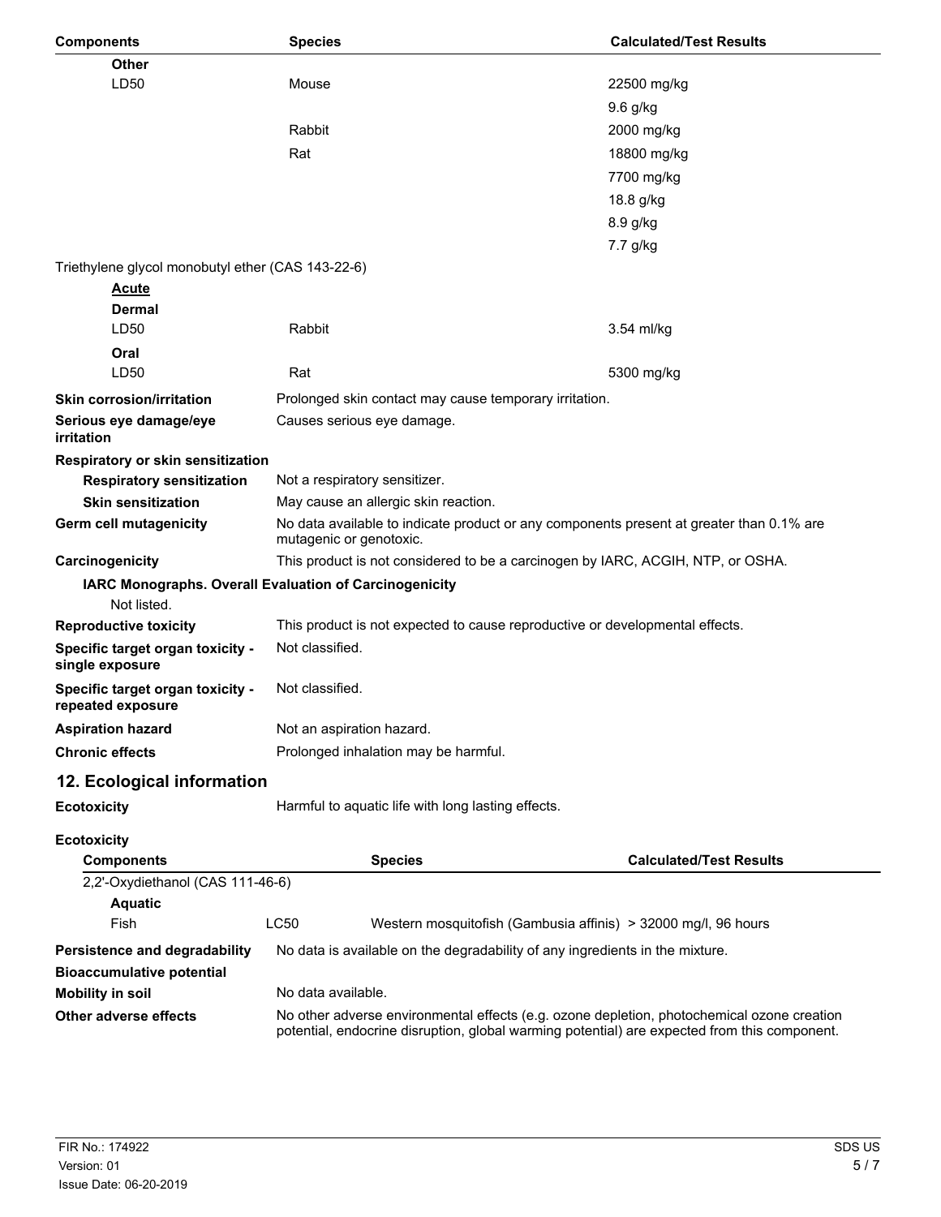| Components | | Species | Calculated/Test Results |
|---|---|---|---|
| **Other** | | | |
| LD50 | | Mouse | 22500 mg/kg |
| | | | 9.6 g/kg |
| | | Rabbit | 2000 mg/kg |
| | | Rat | 18800 mg/kg |
| | | | 7700 mg/kg |
| | | | 18.8 g/kg |
| | | | 8.9 g/kg |
| | | | 7.7 g/kg |
| Triethylene glycol monobutyl ether (CAS 143-22-6) | | | |
| **Acute** | | | |
| **Dermal** | | | |
| LD50 | | Rabbit | 3.54 ml/kg |
| **Oral** | | | |
| LD50 | | Rat | 5300 mg/kg |

**Skin corrosion/irritation** Prolonged skin contact may cause temporary irritation.

**Serious eye damage/eye irritation** Causes serious eye damage.

**Respiratory or skin sensitization**

**Respiratory sensitization** Not a respiratory sensitizer.

**Skin sensitization** May cause an allergic skin reaction.

**Germ cell mutagenicity** No data available to indicate product or any components present at greater than 0.1% are mutagenic or genotoxic.

**Carcinogenicity** This product is not considered to be a carcinogen by IARC, ACGIH, NTP, or OSHA.

**IARC Monographs. Overall Evaluation of Carcinogenicity**

Not listed.

**Reproductive toxicity** This product is not expected to cause reproductive or developmental effects.

**Specific target organ toxicity - single exposure** Not classified.

**Specific target organ toxicity - repeated exposure** Not classified.

**Aspiration hazard** Not an aspiration hazard.

**Chronic effects** Prolonged inhalation may be harmful.

## 12. Ecological information

**Ecotoxicity** Harmful to aquatic life with long lasting effects.

**Ecotoxicity**

| Components | | Species | Calculated/Test Results |
|---|---|---|---|
| 2,2'-Oxydiethanol (CAS 111-46-6) | | | |
| **Aquatic** | | | |
| Fish | LC50 | Western mosquitofish (Gambusia affinis) | > 32000 mg/l, 96 hours |

**Persistence and degradability** No data is available on the degradability of any ingredients in the mixture.

**Bioaccumulative potential**

**Mobility in soil** No data available.

**Other adverse effects** No other adverse environmental effects (e.g. ozone depletion, photochemical ozone creation potential, endocrine disruption, global warming potential) are expected from this component.

FIR No.: 174922
Version: 01
Issue Date: 06-20-2019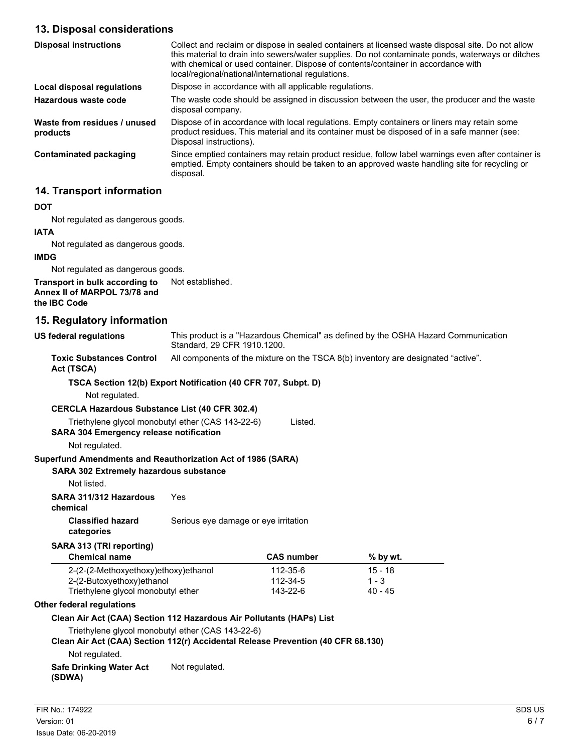## 13. Disposal considerations

| | |
|---|---|
| **Disposal instructions** | Collect and reclaim or dispose in sealed containers at licensed waste disposal site. Do not allow this material to drain into sewers/water supplies. Do not contaminate ponds, waterways or ditches with chemical or used container. Dispose of contents/container in accordance with local/regional/national/international regulations. |
| **Local disposal regulations** | Dispose in accordance with all applicable regulations. |
| **Hazardous waste code** | The waste code should be assigned in discussion between the user, the producer and the waste disposal company. |
| **Waste from residues / unused products** | Dispose of in accordance with local regulations. Empty containers or liners may retain some product residues. This material and its container must be disposed of in a safe manner (see: Disposal instructions). |
| **Contaminated packaging** | Since emptied containers may retain product residue, follow label warnings even after container is emptied. Empty containers should be taken to an approved waste handling site for recycling or disposal. |

## 14. Transport information

**DOT**

Not regulated as dangerous goods.

**IATA**

Not regulated as dangerous goods.

**IMDG**

Not regulated as dangerous goods.

**Transport in bulk according to Annex II of MARPOL 73/78 and the IBC Code** Not established.

## 15. Regulatory information

**US federal regulations** This product is a "Hazardous Chemical" as defined by the OSHA Hazard Communication Standard, 29 CFR 1910.1200.

**Toxic Substances Control Act (TSCA)** All components of the mixture on the TSCA 8(b) inventory are designated “active”.

**TSCA Section 12(b) Export Notification (40 CFR 707, Subpt. D)**

Not regulated.

**CERCLA Hazardous Substance List (40 CFR 302.4)**

Triethylene glycol monobutyl ether (CAS 143-22-6) Listed.

**SARA 304 Emergency release notification**

Not regulated.

**Superfund Amendments and Reauthorization Act of 1986 (SARA)**

**SARA 302 Extremely hazardous substance**

Not listed.

**SARA 311/312 Hazardous chemical** Yes

**Classified hazard categories** Serious eye damage or eye irritation

**SARA 313 (TRI reporting)**

| Chemical name | CAS number | % by wt. |
|---|---|---|
| 2-(2-(2-Methoxyethoxy)ethoxy)ethanol | 112-35-6 | 15 - 18 |
| 2-(2-Butoxyethoxy)ethanol | 112-34-5 | 1 - 3 |
| Triethylene glycol monobutyl ether | 143-22-6 | 40 - 45 |

**Other federal regulations**

**Clean Air Act (CAA) Section 112 Hazardous Air Pollutants (HAPs) List**

Triethylene glycol monobutyl ether (CAS 143-22-6)

**Clean Air Act (CAA) Section 112(r) Accidental Release Prevention (40 CFR 68.130)**

Not regulated.

**Safe Drinking Water Act (SDWA)** Not regulated.

FIR No.: 174922
Version: 01
Issue Date: 06-20-2019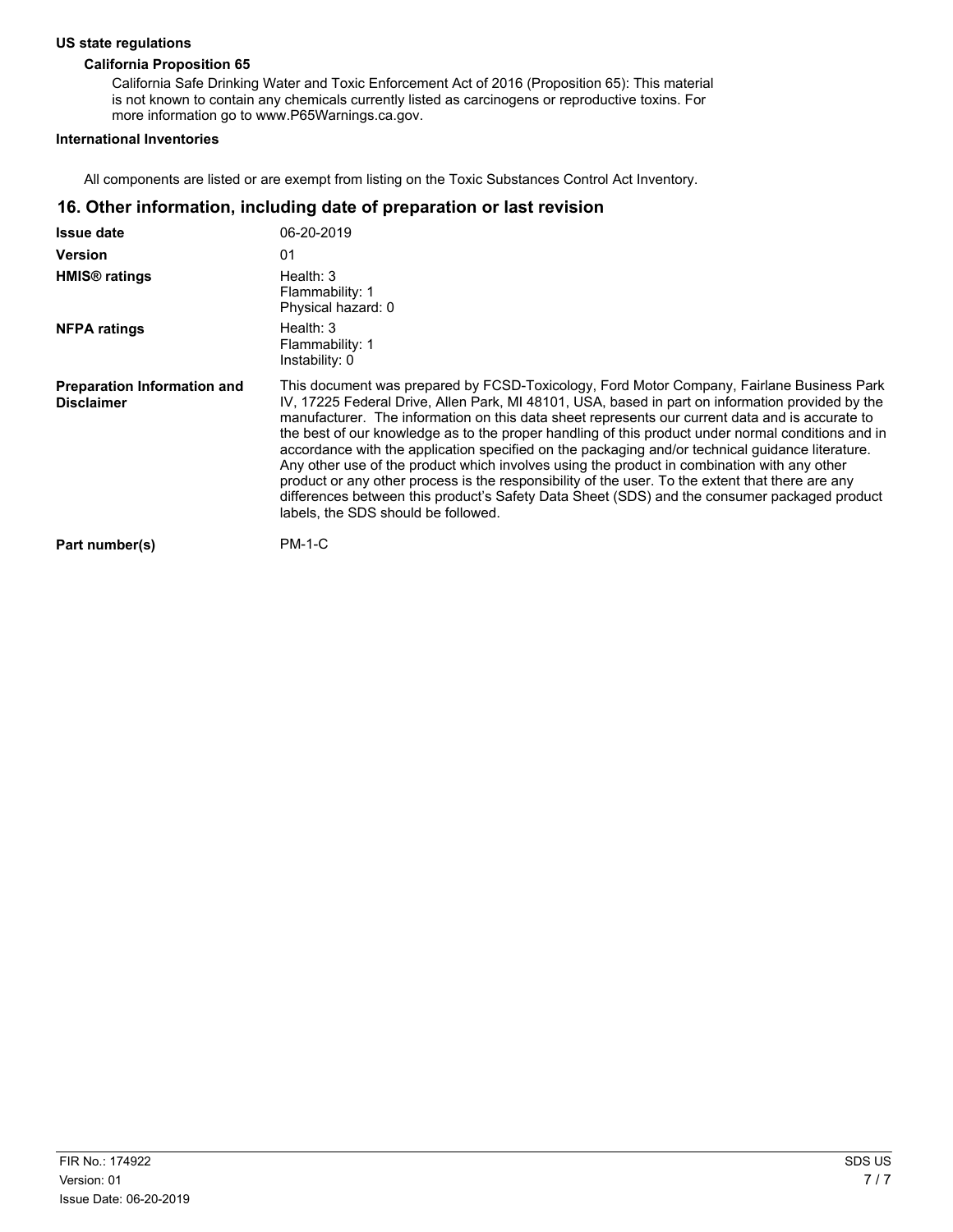**US state regulations**

**California Proposition 65**

California Safe Drinking Water and Toxic Enforcement Act of 2016 (Proposition 65): This material is not known to contain any chemicals currently listed as carcinogens or reproductive toxins. For more information go to www.P65Warnings.ca.gov.

**International Inventories**

All components are listed or are exempt from listing on the Toxic Substances Control Act Inventory.

## 16. Other information, including date of preparation or last revision

| | |
|---|---|
| **Issue date** | 06-20-2019 |
| **Version** | 01 |
| **HMIS® ratings** | Health: 3<br>Flammability: 1<br>Physical hazard: 0 |
| **NFPA ratings** | Health: 3<br>Flammability: 1<br>Instability: 0 |
| **Preparation Information and Disclaimer** | This document was prepared by FCSD-Toxicology, Ford Motor Company, Fairlane Business Park IV, 17225 Federal Drive, Allen Park, MI 48101, USA, based in part on information provided by the manufacturer. The information on this data sheet represents our current data and is accurate to the best of our knowledge as to the proper handling of this product under normal conditions and in accordance with the application specified on the packaging and/or technical guidance literature. Any other use of the product which involves using the product in combination with any other product or any other process is the responsibility of the user. To the extent that there are any differences between this product's Safety Data Sheet (SDS) and the consumer packaged product labels, the SDS should be followed. |
| **Part number(s)** | PM-1-C |